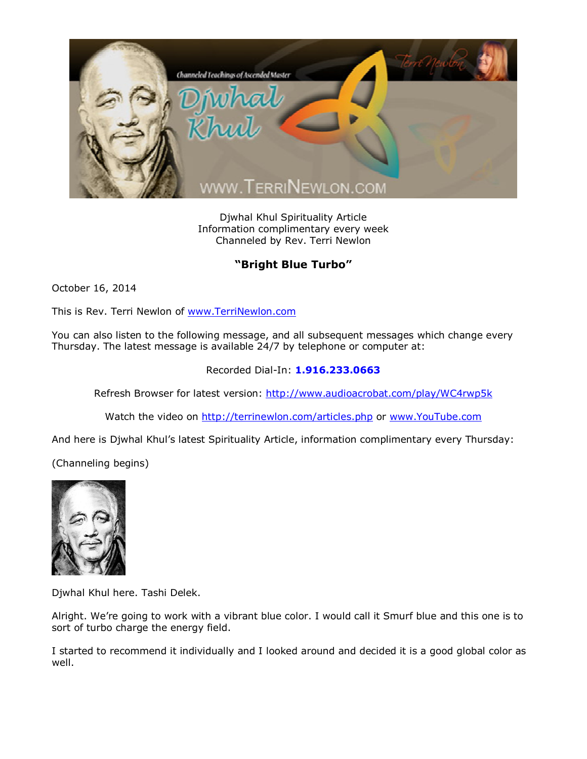Djwhal Khul Spirituality Article
Information complimentary every week
Channeled by Rev. Terri Newlon

## "Bright Blue Turbo"

October 16, 2014

This is Rev. Terri Newlon of www.TerriNewlon.com

You can also listen to the following message, and all subsequent messages which change every Thursday. The latest message is available 24/7 by telephone or computer at:

Recorded Dial-In: **1.916.233.0663**

Refresh Browser for latest version: http://www.audioacrobat.com/play/WC4rwp5k

Watch the video on http://terrinewlon.com/articles.php or www.YouTube.com

And here is Djwhal Khul's latest Spirituality Article, information complimentary every Thursday:

(Channeling begins)

Djwhal Khul here. Tashi Delek.

Alright. We're going to work with a vibrant blue color. I would call it Smurf blue and this one is to sort of turbo charge the energy field.

I started to recommend it individually and I looked around and decided it is a good global color as well.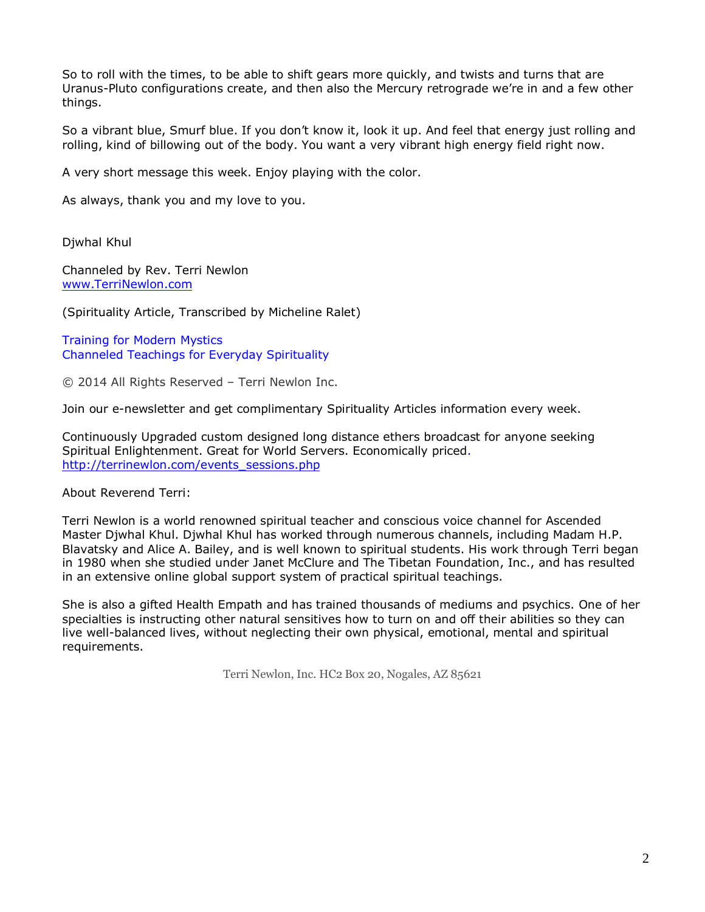So to roll with the times, to be able to shift gears more quickly, and twists and turns that are Uranus-Pluto configurations create, and then also the Mercury retrograde we're in and a few other things.

So a vibrant blue, Smurf blue. If you don't know it, look it up. And feel that energy just rolling and rolling, kind of billowing out of the body. You want a very vibrant high energy field right now.

A very short message this week. Enjoy playing with the color.

As always, thank you and my love to you.

Djwhal Khul

Channeled by Rev. Terri Newlon
www.TerriNewlon.com

(Spirituality Article, Transcribed by Micheline Ralet)

Training for Modern Mystics
Channeled Teachings for Everyday Spirituality

© 2014 All Rights Reserved – Terri Newlon Inc.

Join our e-newsletter and get complimentary Spirituality Articles information every week.

Continuously Upgraded custom designed long distance ethers broadcast for anyone seeking Spiritual Enlightenment. Great for World Servers. Economically priced.
http://terrinewlon.com/events_sessions.php

About Reverend Terri:

Terri Newlon is a world renowned spiritual teacher and conscious voice channel for Ascended Master Djwhal Khul. Djwhal Khul has worked through numerous channels, including Madam H.P. Blavatsky and Alice A. Bailey, and is well known to spiritual students. His work through Terri began in 1980 when she studied under Janet McClure and The Tibetan Foundation, Inc., and has resulted in an extensive online global support system of practical spiritual teachings.

She is also a gifted Health Empath and has trained thousands of mediums and psychics. One of her specialties is instructing other natural sensitives how to turn on and off their abilities so they can live well-balanced lives, without neglecting their own physical, emotional, mental and spiritual requirements.

Terri Newlon, Inc. HC2 Box 20, Nogales, AZ 85621